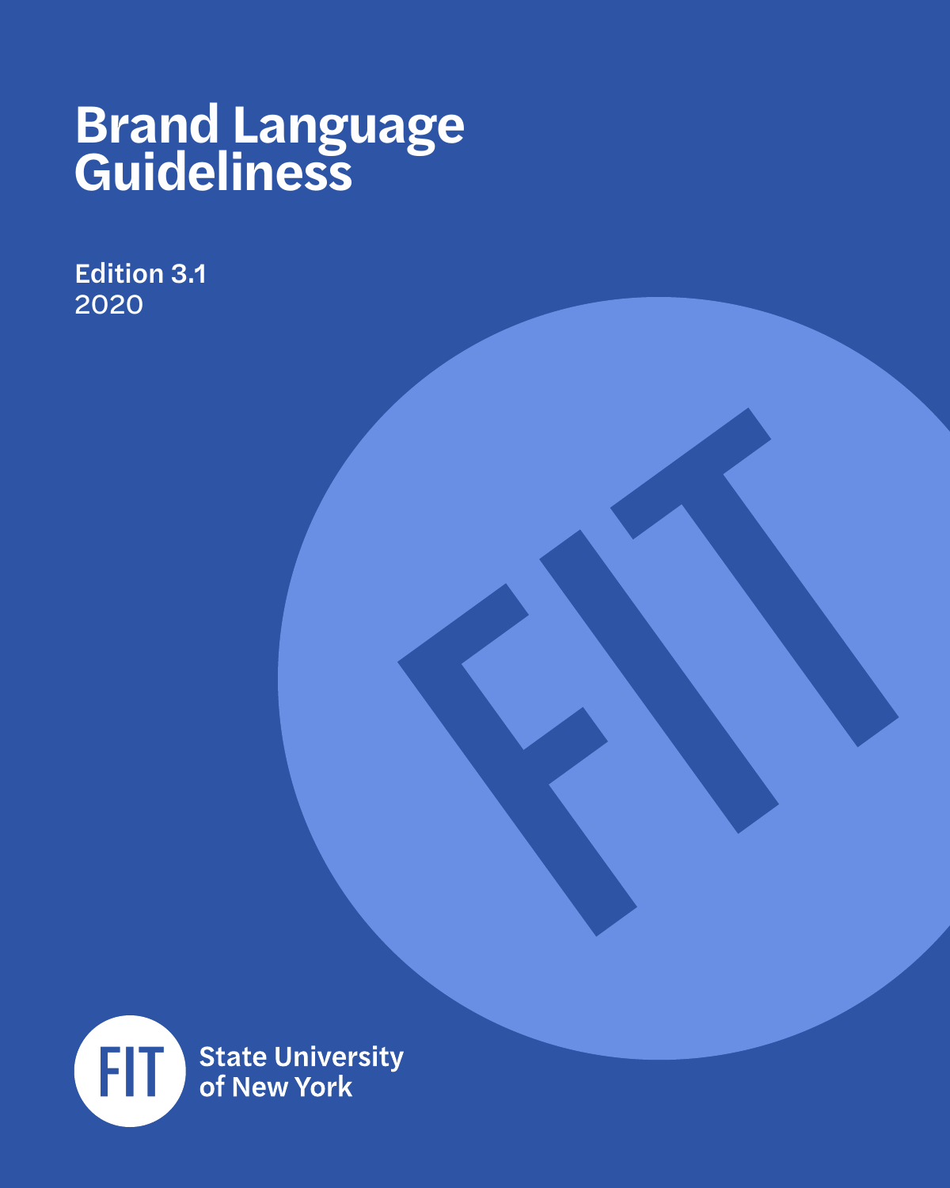# Brand Language Guideliness

**Edition 3.1**
2020

FIT

FIT State University of New York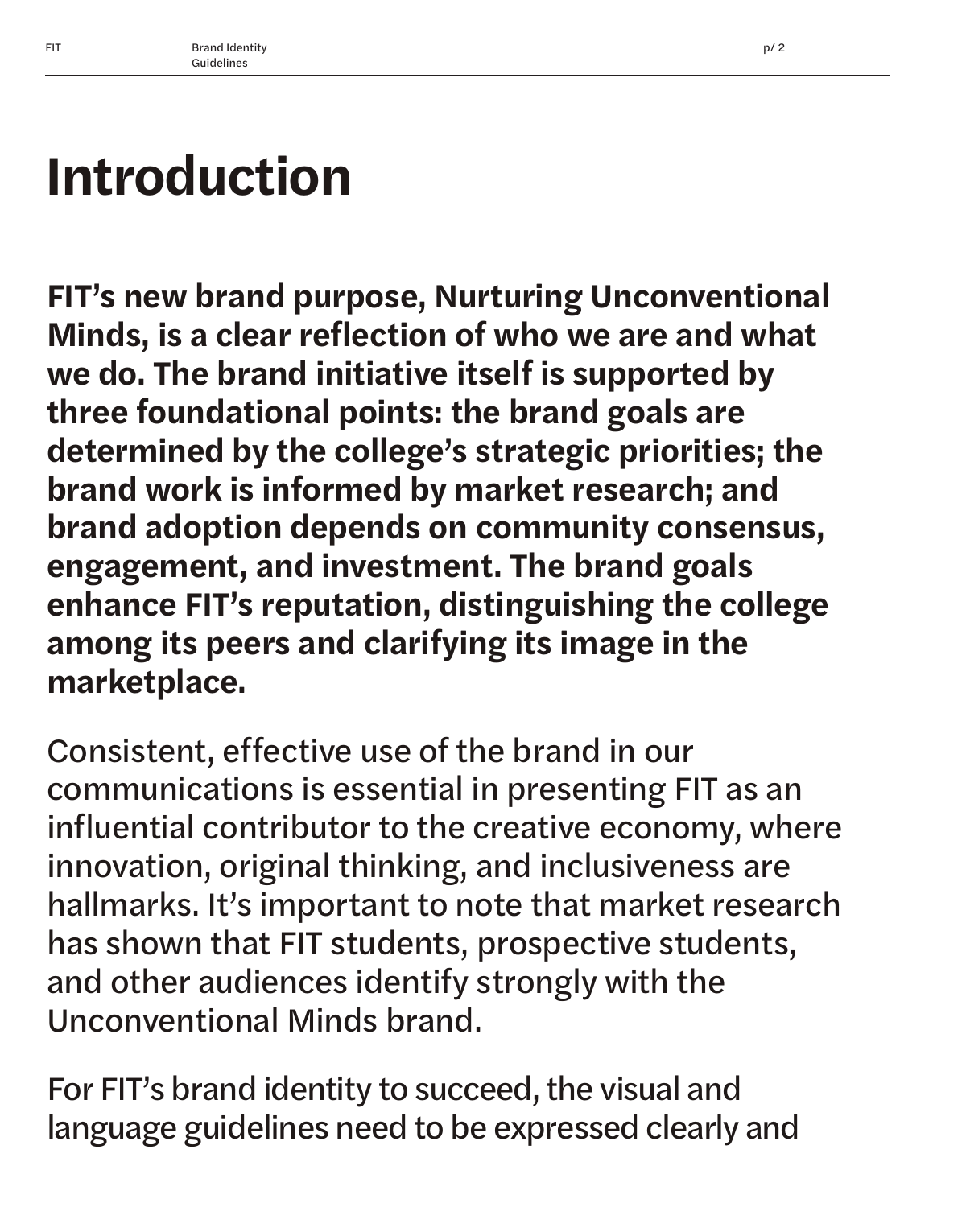# Introduction

**FIT's new brand purpose, Nurturing Unconventional Minds, is a clear reflection of who we are and what we do. The brand initiative itself is supported by three foundational points: the brand goals are determined by the college's strategic priorities; the brand work is informed by market research; and brand adoption depends on community consensus, engagement, and investment. The brand goals enhance FIT's reputation, distinguishing the college among its peers and clarifying its image in the marketplace.**

Consistent, effective use of the brand in our communications is essential in presenting FIT as an influential contributor to the creative economy, where innovation, original thinking, and inclusiveness are hallmarks. It's important to note that market research has shown that FIT students, prospective students, and other audiences identify strongly with the Unconventional Minds brand.

For FIT's brand identity to succeed, the visual and language guidelines need to be expressed clearly and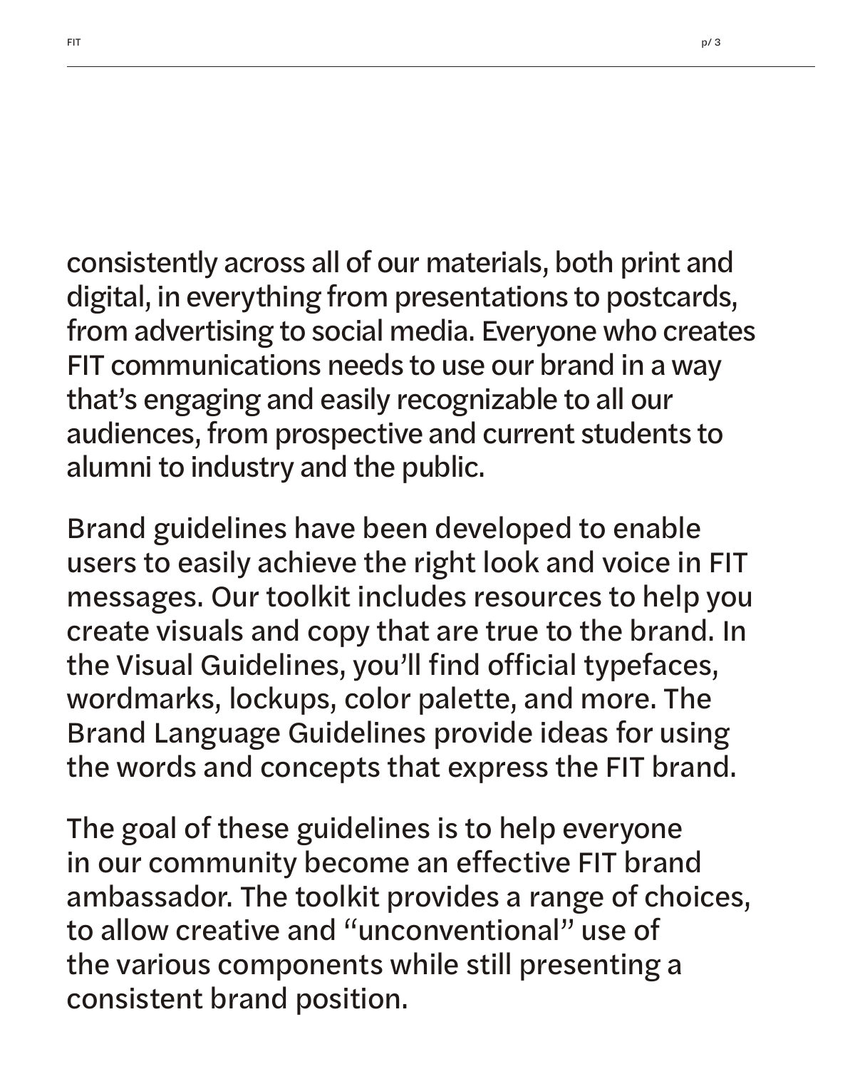consistently across all of our materials, both print and digital, in everything from presentations to postcards, from advertising to social media. Everyone who creates FIT communications needs to use our brand in a way that's engaging and easily recognizable to all our audiences, from prospective and current students to alumni to industry and the public.

Brand guidelines have been developed to enable users to easily achieve the right look and voice in FIT messages. Our toolkit includes resources to help you create visuals and copy that are true to the brand. In the Visual Guidelines, you'll find official typefaces, wordmarks, lockups, color palette, and more. The Brand Language Guidelines provide ideas for using the words and concepts that express the FIT brand.

The goal of these guidelines is to help everyone in our community become an effective FIT brand ambassador. The toolkit provides a range of choices, to allow creative and "unconventional" use of the various components while still presenting a consistent brand position.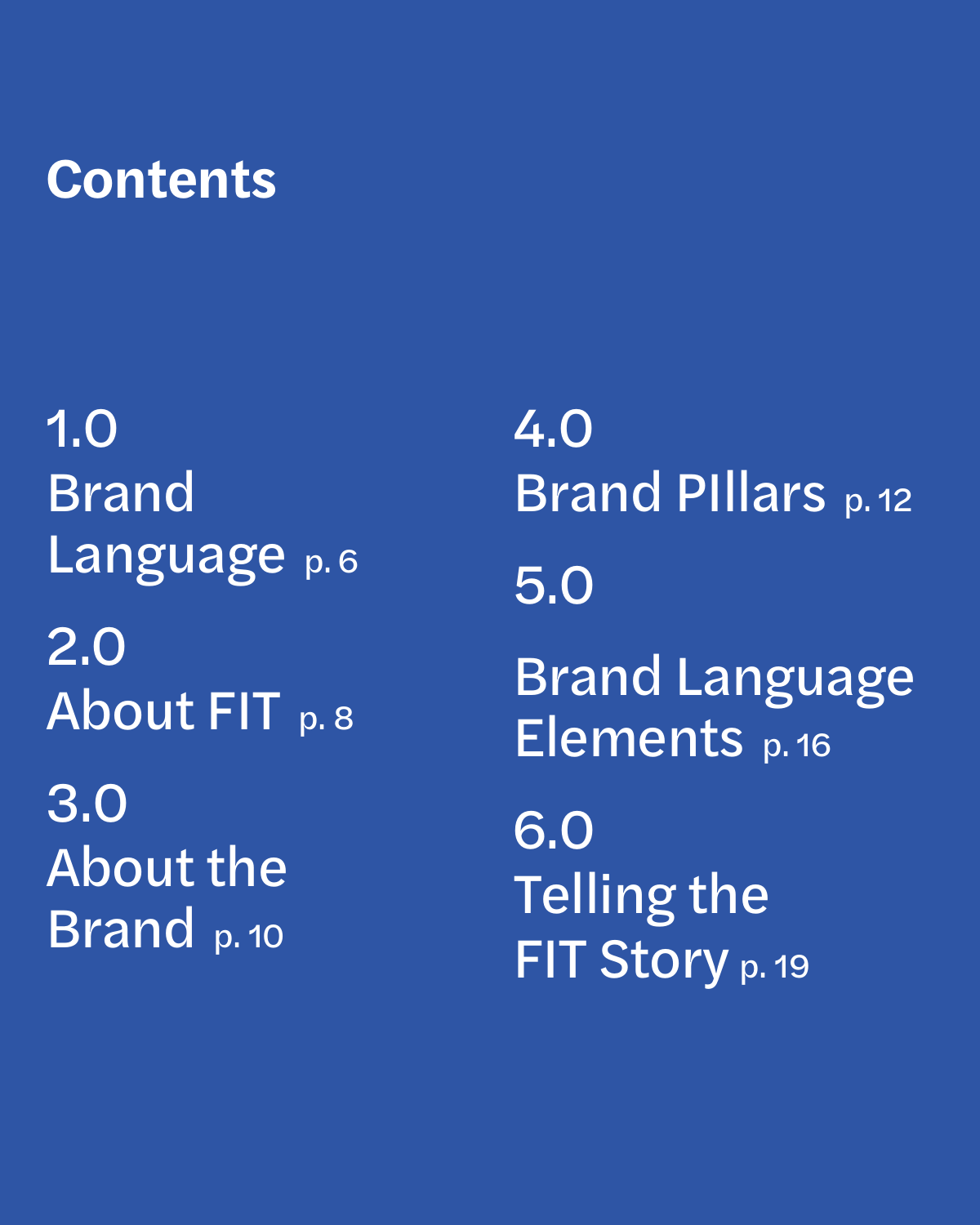# Contents

1.0
Brand Language p. 6

2.0
About FIT p. 8

3.0
About the Brand p. 10

4.0
Brand PIllars p. 12

5.0
Brand Language Elements p. 16

6.0
Telling the FIT Story p. 19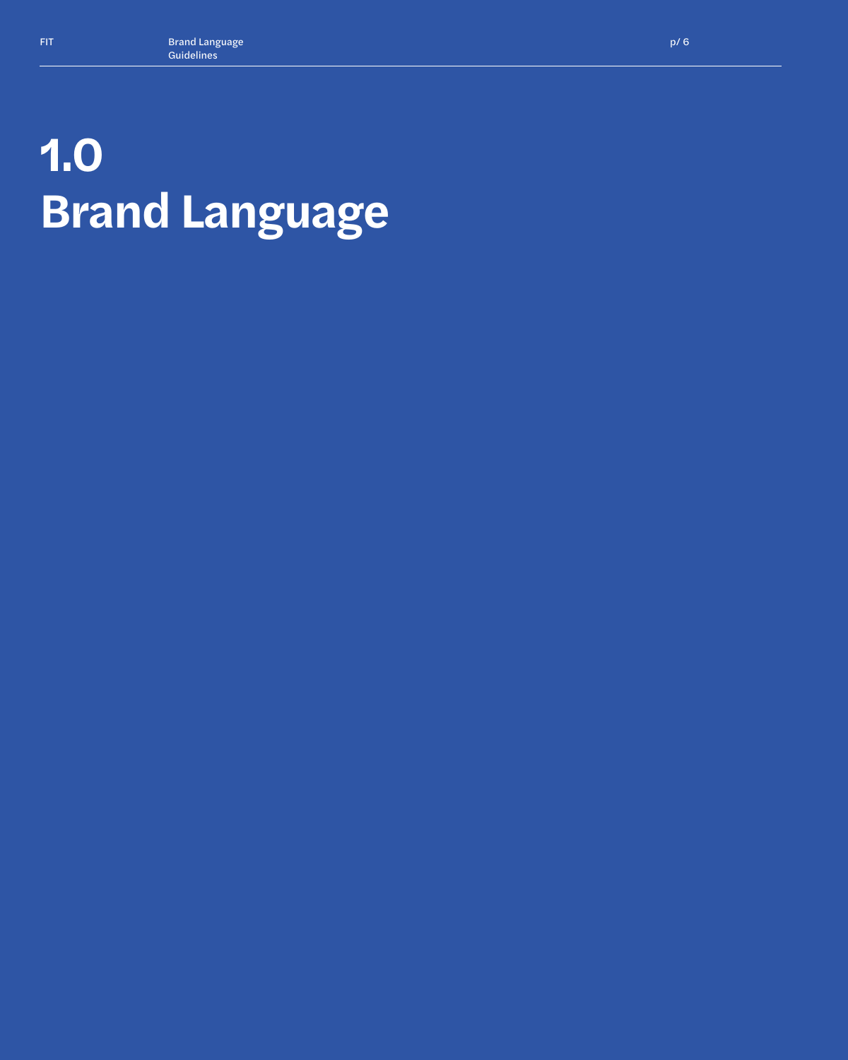# 1.0 Brand Language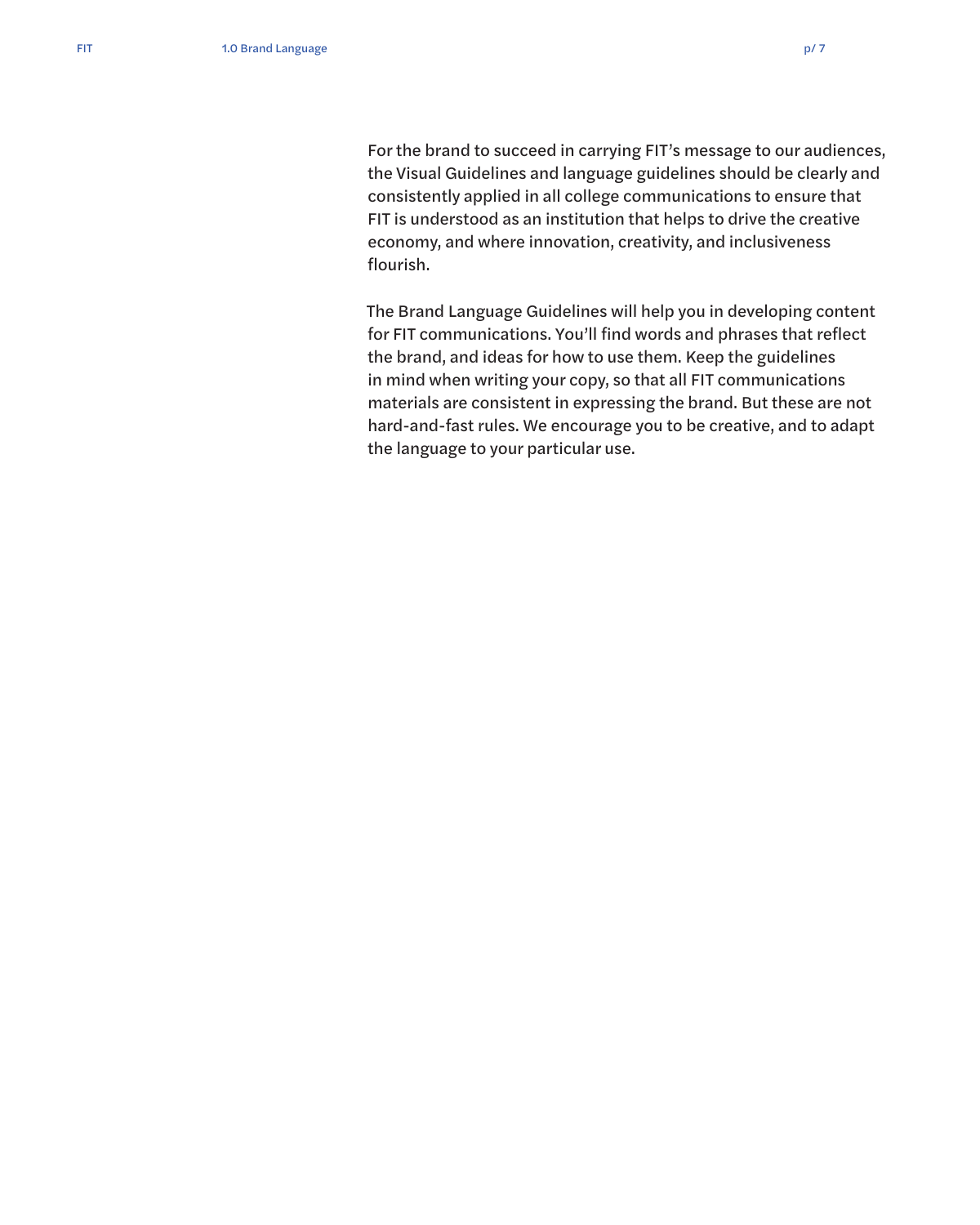For the brand to succeed in carrying FIT's message to our audiences, the Visual Guidelines and language guidelines should be clearly and consistently applied in all college communications to ensure that FIT is understood as an institution that helps to drive the creative economy, and where innovation, creativity, and inclusiveness flourish.

The Brand Language Guidelines will help you in developing content for FIT communications. You'll find words and phrases that reflect the brand, and ideas for how to use them. Keep the guidelines in mind when writing your copy, so that all FIT communications materials are consistent in expressing the brand. But these are not hard-and-fast rules. We encourage you to be creative, and to adapt the language to your particular use.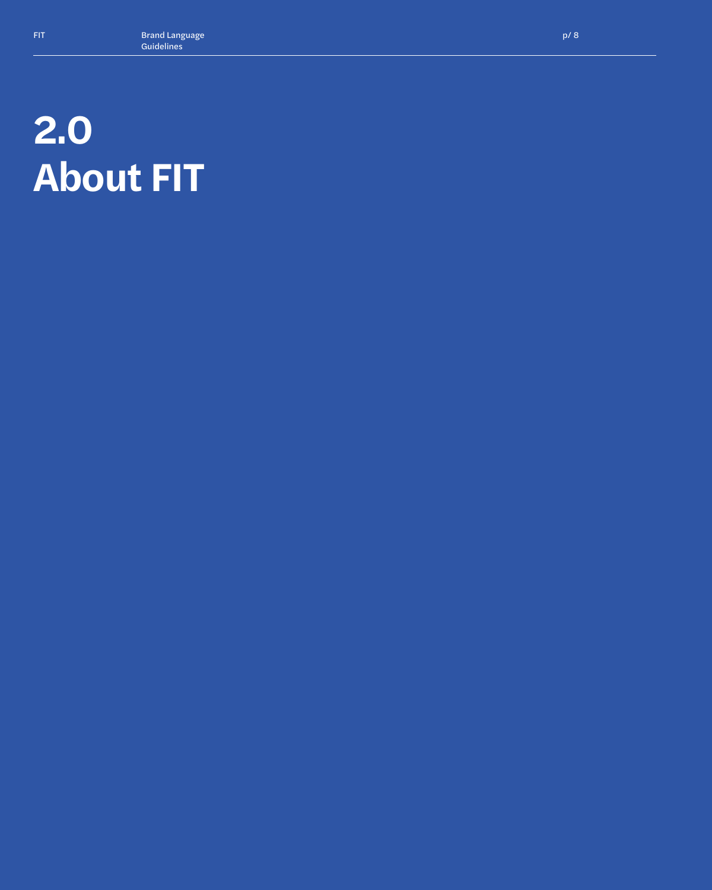# 2.0
# About FIT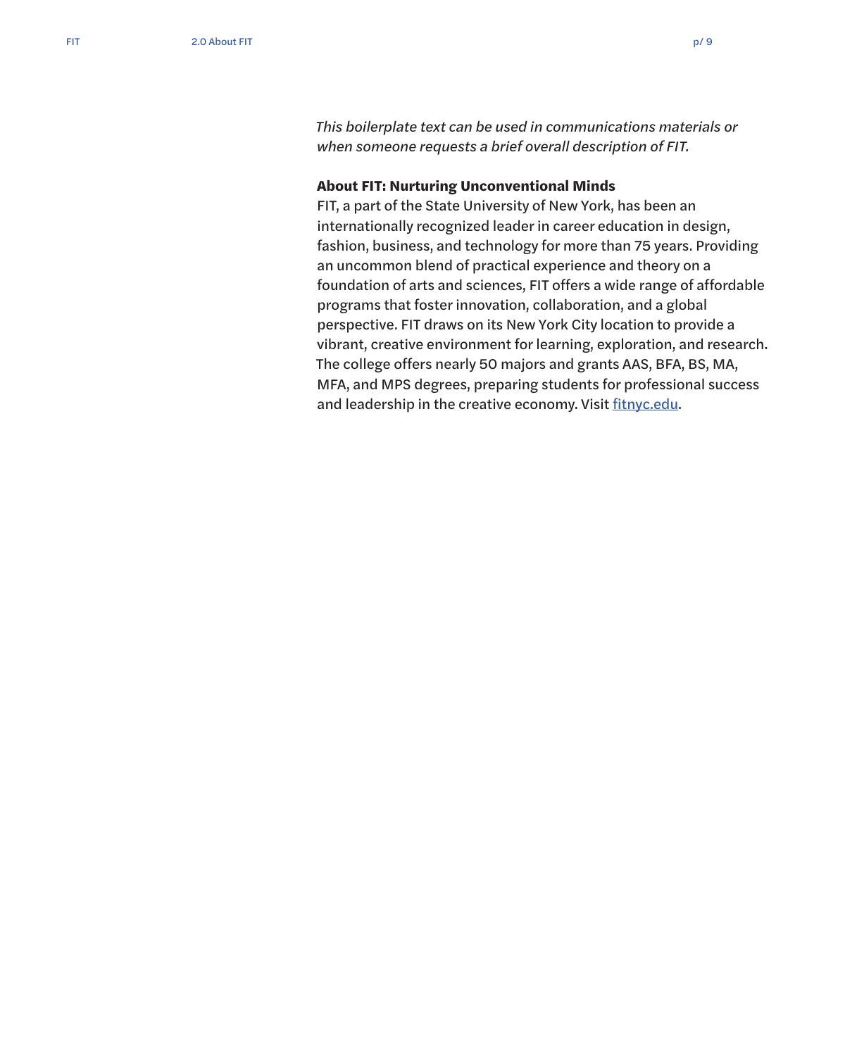*This boilerplate text can be used in communications materials or when someone requests a brief overall description of FIT.*

**About FIT: Nurturing Unconventional Minds**
FIT, a part of the State University of New York, has been an internationally recognized leader in career education in design, fashion, business, and technology for more than 75 years. Providing an uncommon blend of practical experience and theory on a foundation of arts and sciences, FIT offers a wide range of affordable programs that foster innovation, collaboration, and a global perspective. FIT draws on its New York City location to provide a vibrant, creative environment for learning, exploration, and research. The college offers nearly 50 majors and grants AAS, BFA, BS, MA, MFA, and MPS degrees, preparing students for professional success and leadership in the creative economy. Visit [fitnyc.edu](https://fitnyc.edu).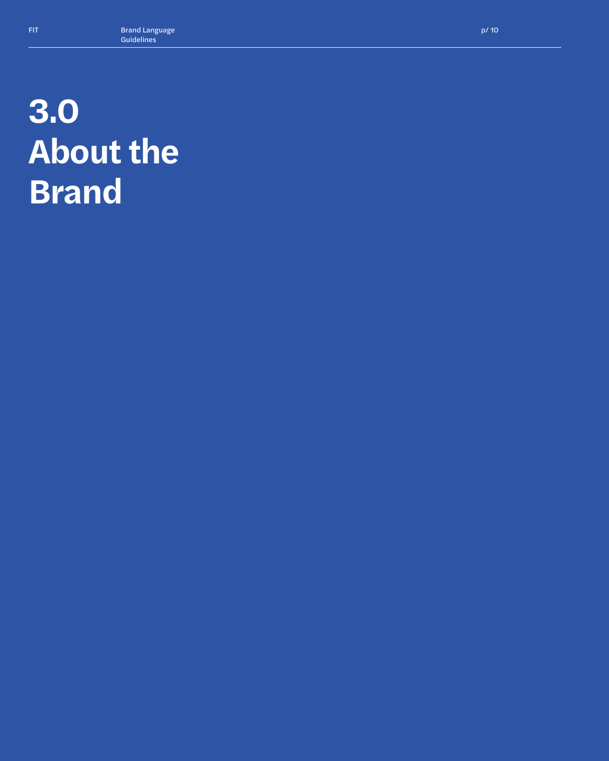# 3.0 About the Brand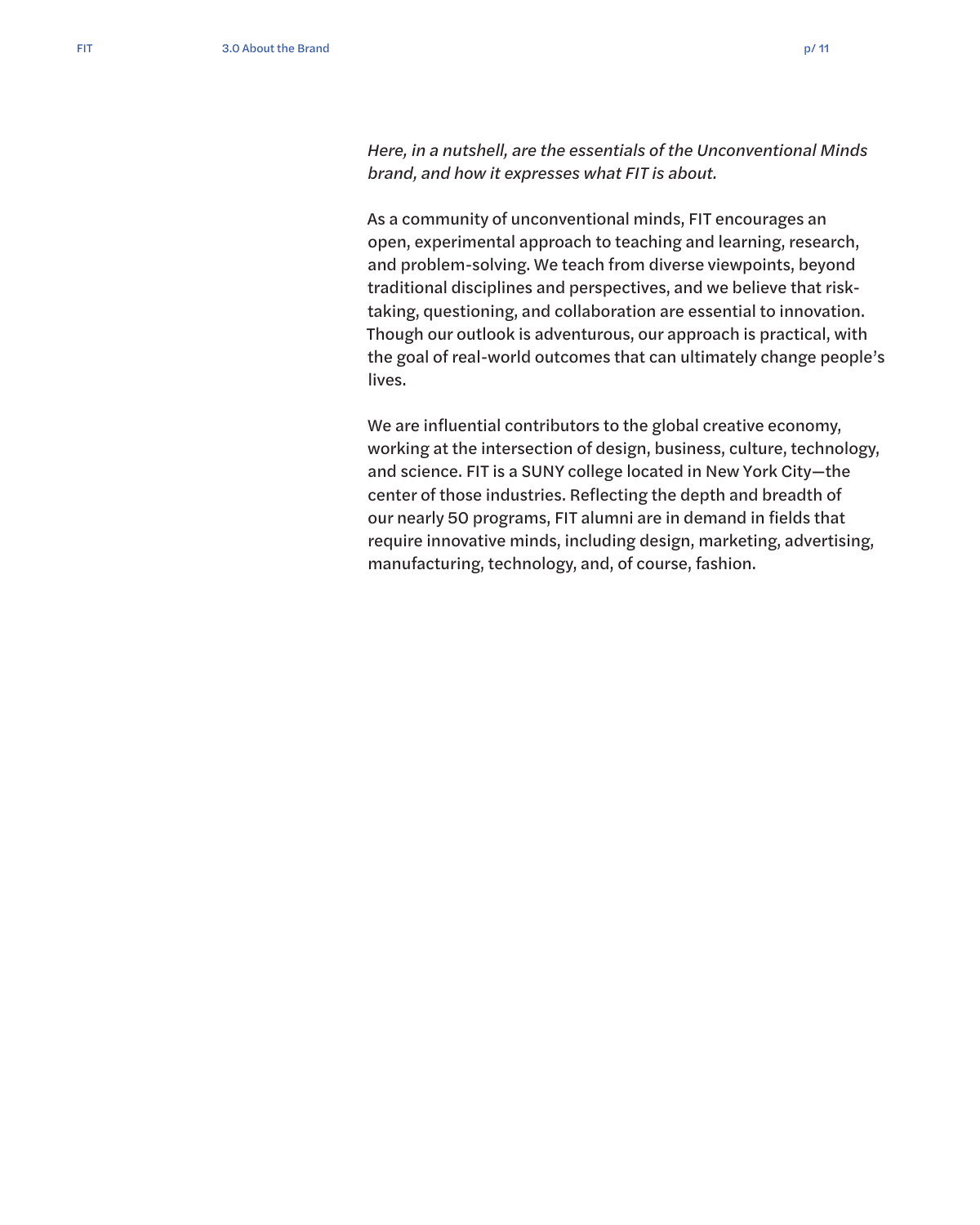*Here, in a nutshell, are the essentials of the Unconventional Minds brand, and how it expresses what FIT is about.*

As a community of unconventional minds, FIT encourages an open, experimental approach to teaching and learning, research, and problem-solving. We teach from diverse viewpoints, beyond traditional disciplines and perspectives, and we believe that risk-taking, questioning, and collaboration are essential to innovation. Though our outlook is adventurous, our approach is practical, with the goal of real-world outcomes that can ultimately change people's lives.

We are influential contributors to the global creative economy, working at the intersection of design, business, culture, technology, and science. FIT is a SUNY college located in New York City—the center of those industries. Reflecting the depth and breadth of our nearly 50 programs, FIT alumni are in demand in fields that require innovative minds, including design, marketing, advertising, manufacturing, technology, and, of course, fashion.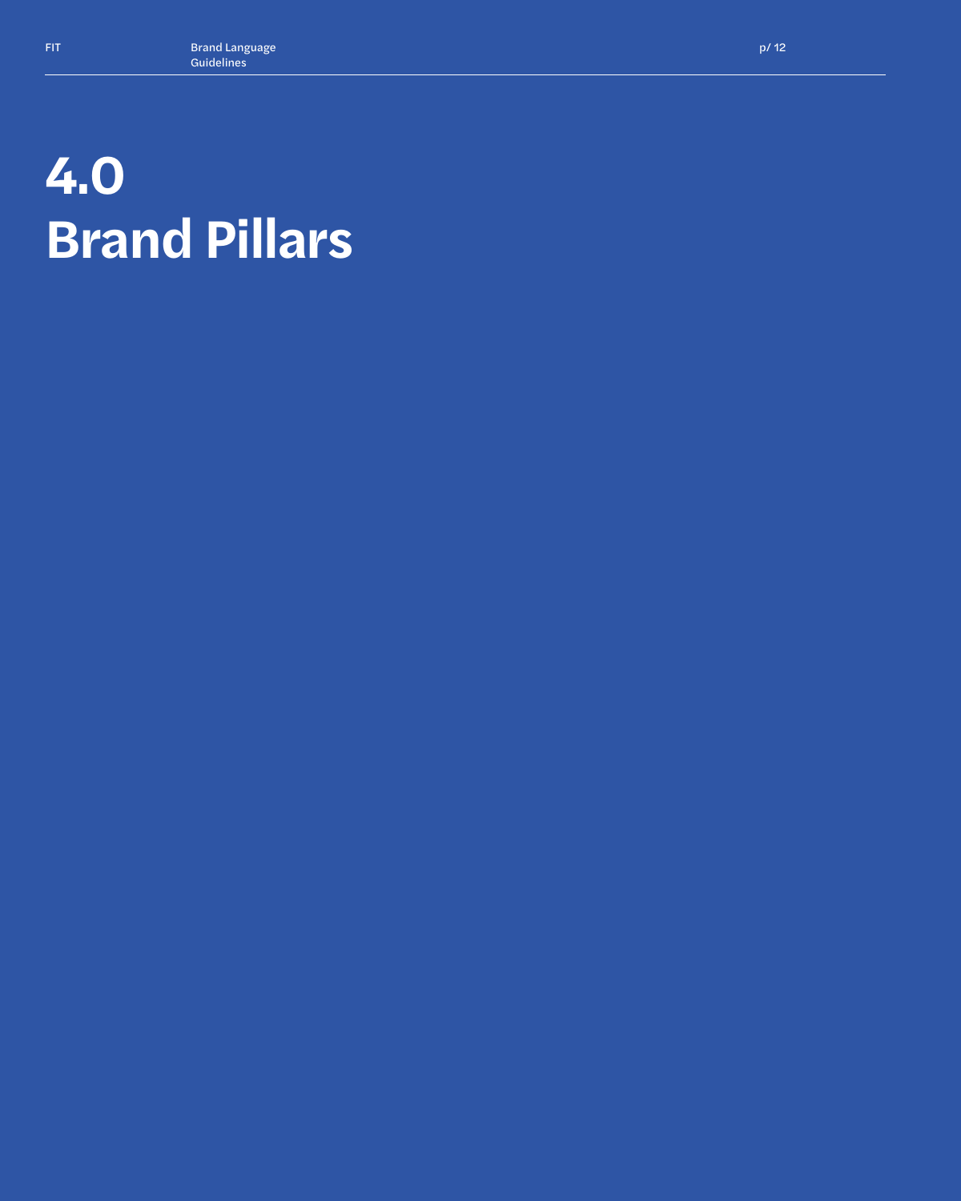# 4.0 Brand Pillars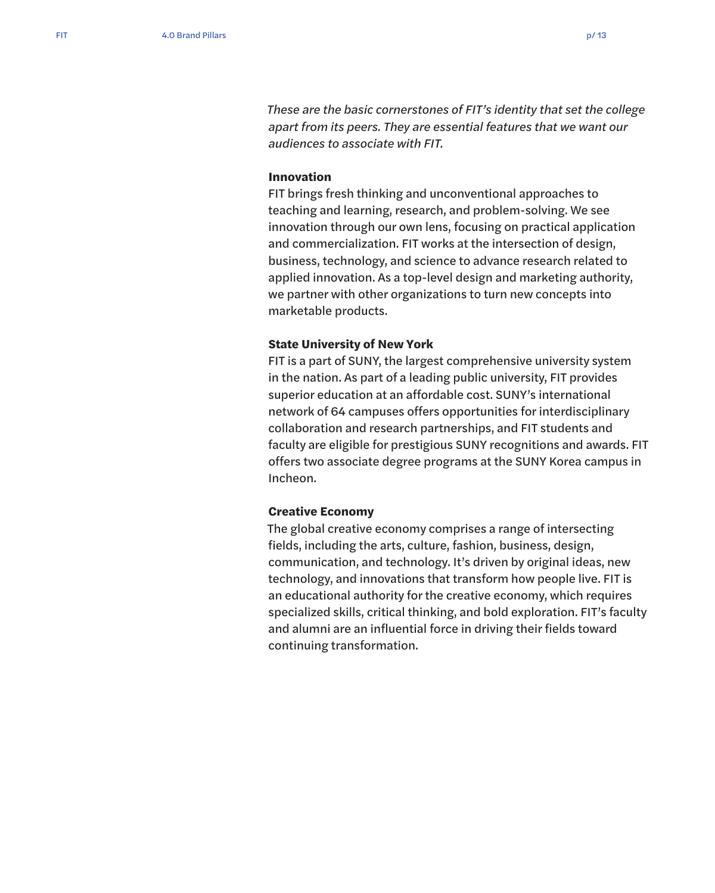*These are the basic cornerstones of FIT's identity that set the college apart from its peers. They are essential features that we want our audiences to associate with FIT.*

**Innovation**

FIT brings fresh thinking and unconventional approaches to teaching and learning, research, and problem-solving. We see innovation through our own lens, focusing on practical application and commercialization. FIT works at the intersection of design, business, technology, and science to advance research related to applied innovation. As a top-level design and marketing authority, we partner with other organizations to turn new concepts into marketable products.

**State University of New York**

FIT is a part of SUNY, the largest comprehensive university system in the nation. As part of a leading public university, FIT provides superior education at an affordable cost. SUNY's international network of 64 campuses offers opportunities for interdisciplinary collaboration and research partnerships, and FIT students and faculty are eligible for prestigious SUNY recognitions and awards. FIT offers two associate degree programs at the SUNY Korea campus in Incheon.

**Creative Economy**

The global creative economy comprises a range of intersecting fields, including the arts, culture, fashion, business, design, communication, and technology. It's driven by original ideas, new technology, and innovations that transform how people live. FIT is an educational authority for the creative economy, which requires specialized skills, critical thinking, and bold exploration. FIT's faculty and alumni are an influential force in driving their fields toward continuing transformation.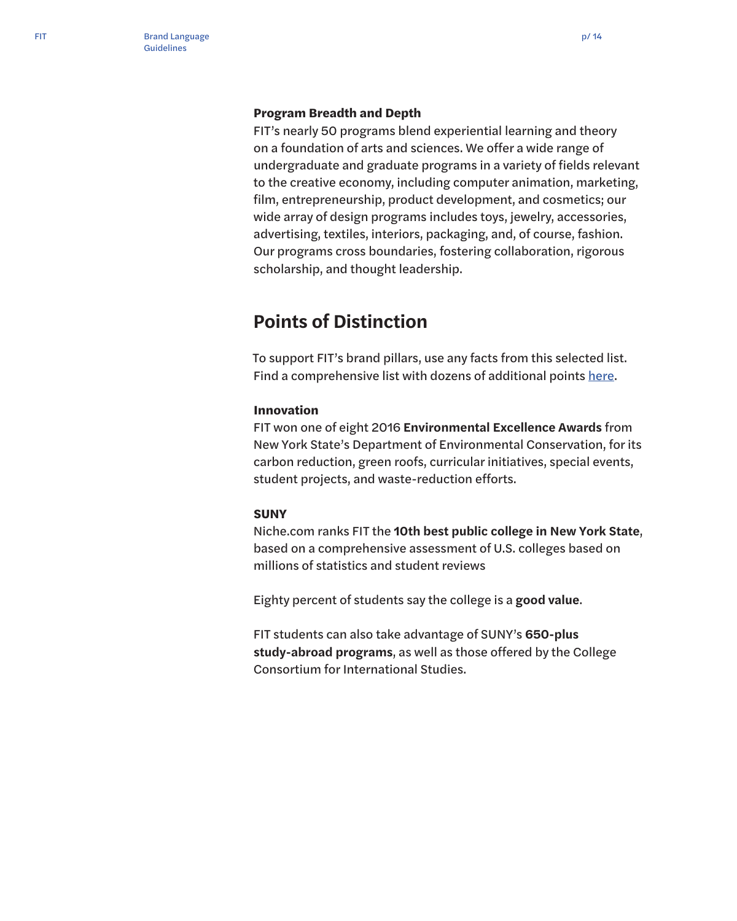**Program Breadth and Depth**
FIT's nearly 50 programs blend experiential learning and theory on a foundation of arts and sciences. We offer a wide range of undergraduate and graduate programs in a variety of fields relevant to the creative economy, including computer animation, marketing, film, entrepreneurship, product development, and cosmetics; our wide array of design programs includes toys, jewelry, accessories, advertising, textiles, interiors, packaging, and, of course, fashion. Our programs cross boundaries, fostering collaboration, rigorous scholarship, and thought leadership.

## Points of Distinction

To support FIT's brand pillars, use any facts from this selected list. Find a comprehensive list with dozens of additional points here.

**Innovation**
FIT won one of eight 2016 **Environmental Excellence Awards** from New York State's Department of Environmental Conservation, for its carbon reduction, green roofs, curricular initiatives, special events, student projects, and waste-reduction efforts.

**SUNY**
Niche.com ranks FIT the **10th best public college in New York State**, based on a comprehensive assessment of U.S. colleges based on millions of statistics and student reviews

Eighty percent of students say the college is a **good value**.

FIT students can also take advantage of SUNY's **650-plus study-abroad programs**, as well as those offered by the College Consortium for International Studies.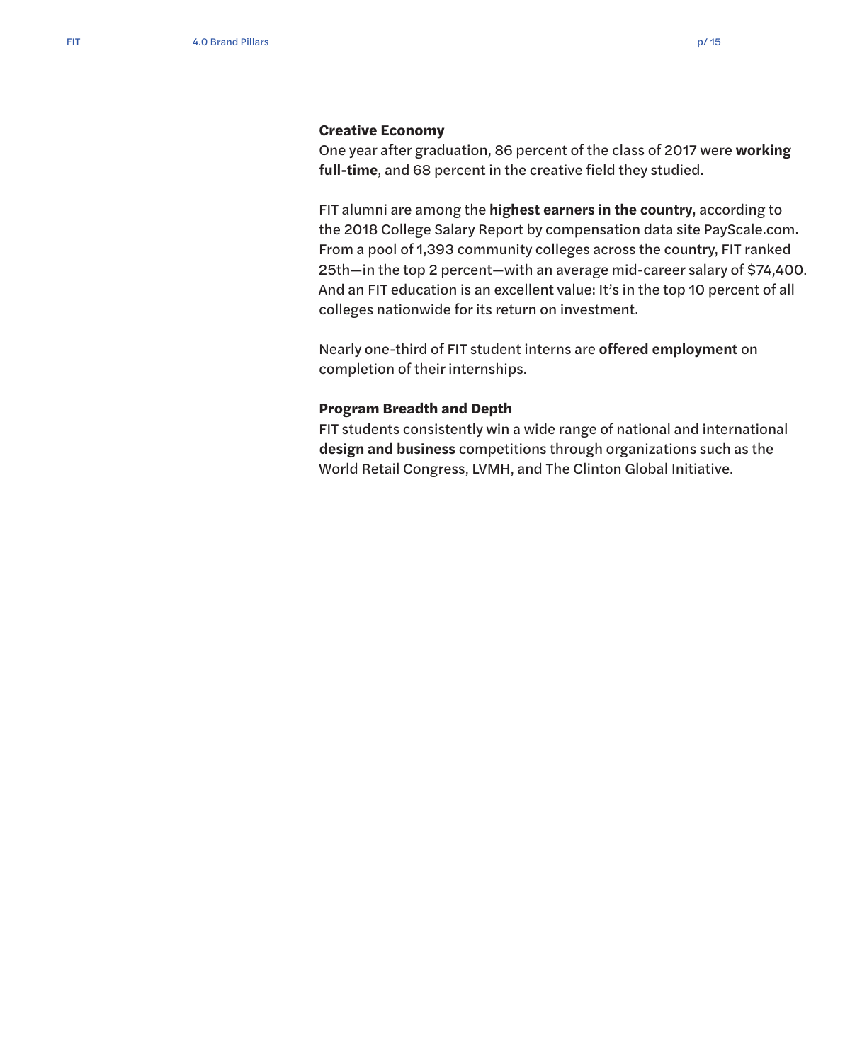### Creative Economy

One year after graduation, 86 percent of the class of 2017 were **working full-time**, and 68 percent in the creative field they studied.

FIT alumni are among the **highest earners in the country**, according to the 2018 College Salary Report by compensation data site PayScale.com. From a pool of 1,393 community colleges across the country, FIT ranked 25th—in the top 2 percent—with an average mid-career salary of $74,400. And an FIT education is an excellent value: It's in the top 10 percent of all colleges nationwide for its return on investment.

Nearly one-third of FIT student interns are **offered employment** on completion of their internships.

### Program Breadth and Depth

FIT students consistently win a wide range of national and international **design and business** competitions through organizations such as the World Retail Congress, LVMH, and The Clinton Global Initiative.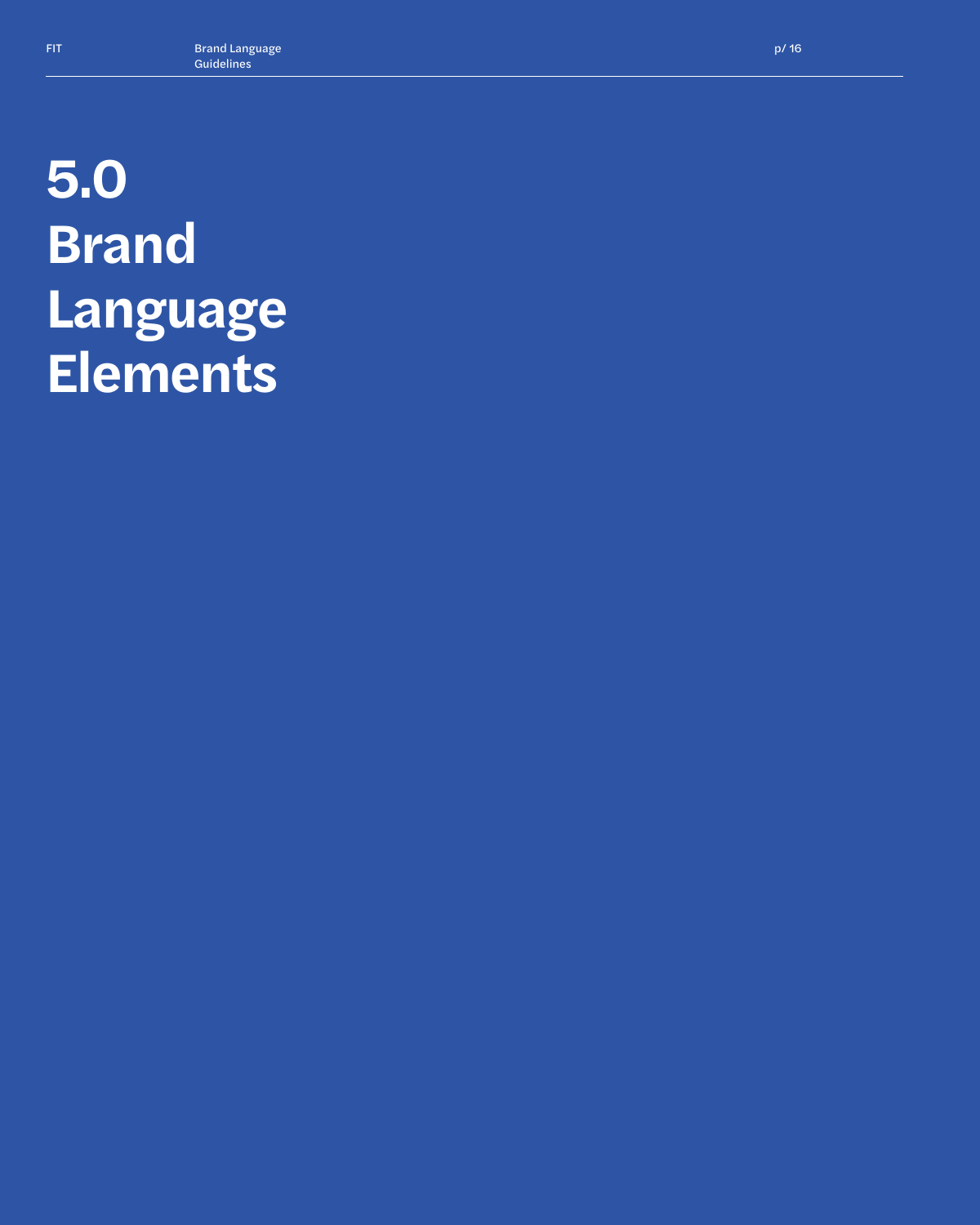# 5.0 Brand Language Elements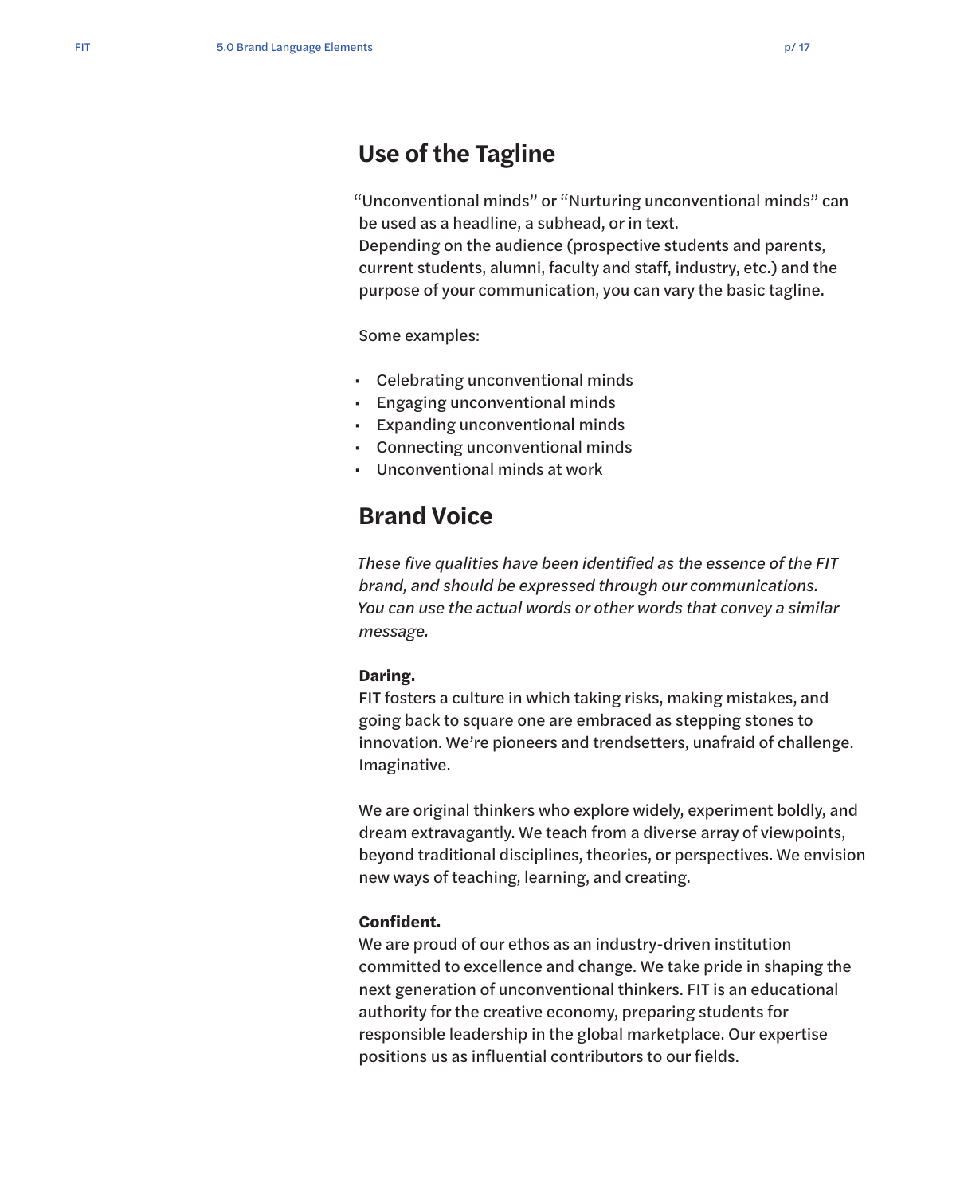## Use of the Tagline

"Unconventional minds" or "Nurturing unconventional minds" can be used as a headline, a subhead, or in text.
Depending on the audience (prospective students and parents, current students, alumni, faculty and staff, industry, etc.) and the purpose of your communication, you can vary the basic tagline.

Some examples:

- Celebrating unconventional minds
- Engaging unconventional minds
- Expanding unconventional minds
- Connecting unconventional minds
- Unconventional minds at work

## Brand Voice

*These five qualities have been identified as the essence of the FIT brand, and should be expressed through our communications. You can use the actual words or other words that convey a similar message.*

**Daring.**
FIT fosters a culture in which taking risks, making mistakes, and going back to square one are embraced as stepping stones to innovation. We're pioneers and trendsetters, unafraid of challenge.
Imaginative.

We are original thinkers who explore widely, experiment boldly, and dream extravagantly. We teach from a diverse array of viewpoints, beyond traditional disciplines, theories, or perspectives. We envision new ways of teaching, learning, and creating.

**Confident.**
We are proud of our ethos as an industry-driven institution committed to excellence and change. We take pride in shaping the next generation of unconventional thinkers. FIT is an educational authority for the creative economy, preparing students for responsible leadership in the global marketplace. Our expertise positions us as influential contributors to our fields.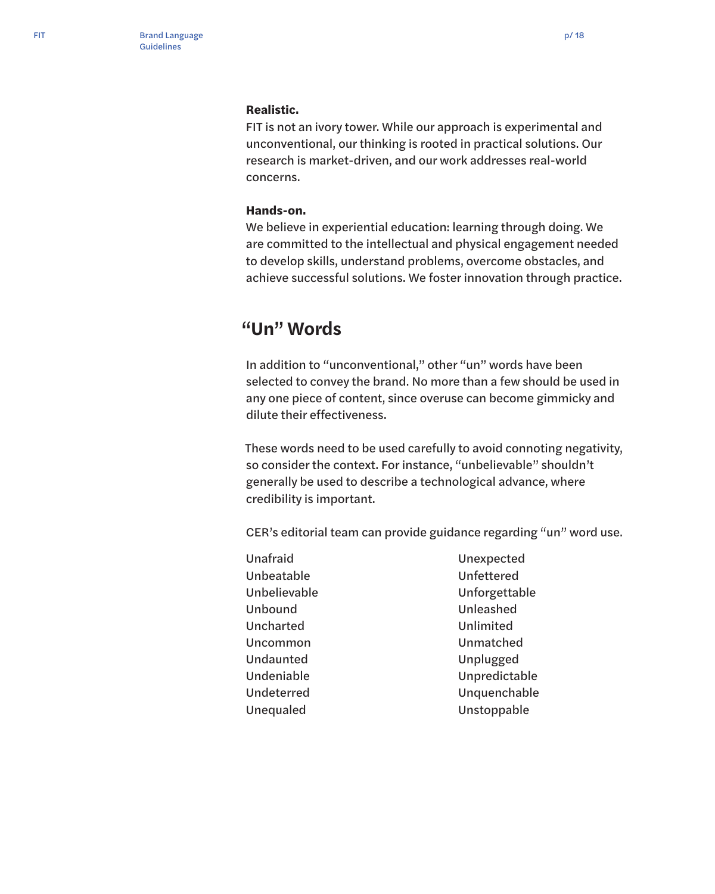**Realistic.**
FIT is not an ivory tower. While our approach is experimental and unconventional, our thinking is rooted in practical solutions. Our research is market-driven, and our work addresses real-world concerns.

**Hands-on.**
We believe in experiential education: learning through doing. We are committed to the intellectual and physical engagement needed to develop skills, understand problems, overcome obstacles, and achieve successful solutions. We foster innovation through practice.

## "Un" Words

In addition to "unconventional," other "un" words have been selected to convey the brand. No more than a few should be used in any one piece of content, since overuse can become gimmicky and dilute their effectiveness.

These words need to be used carefully to avoid connoting negativity, so consider the context. For instance, "unbelievable" shouldn't generally be used to describe a technological advance, where credibility is important.

CER's editorial team can provide guidance regarding "un" word use.

Unafraid
Unbeatable
Unbelievable
Unbound
Uncharted
Uncommon
Undaunted
Undeniable
Undeterred
Unequaled
Unexpected
Unfettered
Unforgettable
Unleashed
Unlimited
Unmatched
Unplugged
Unpredictable
Unquenchable
Unstoppable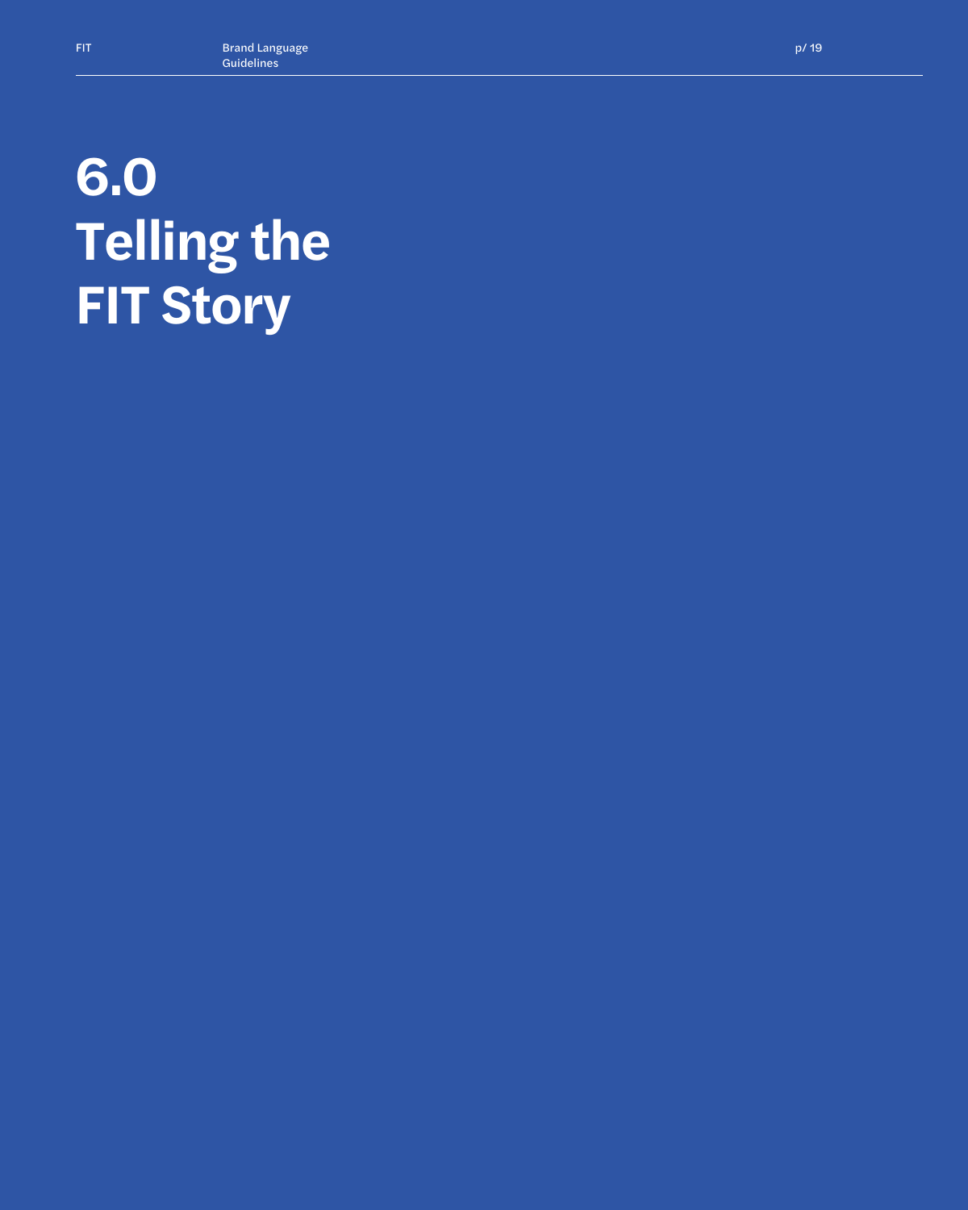# 6.0 Telling the FIT Story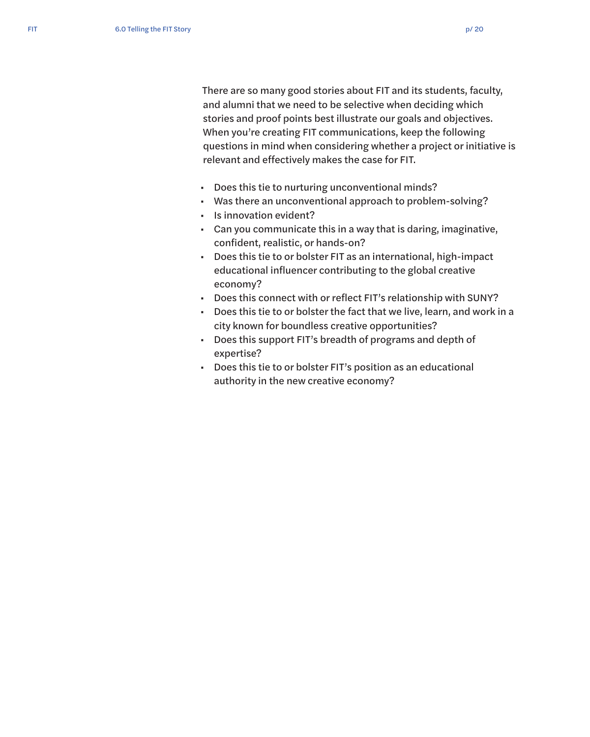There are so many good stories about FIT and its students, faculty, and alumni that we need to be selective when deciding which stories and proof points best illustrate our goals and objectives. When you're creating FIT communications, keep the following questions in mind when considering whether a project or initiative is relevant and effectively makes the case for FIT.

- Does this tie to nurturing unconventional minds?
- Was there an unconventional approach to problem-solving?
- Is innovation evident?
- Can you communicate this in a way that is daring, imaginative, confident, realistic, or hands-on?
- Does this tie to or bolster FIT as an international, high-impact educational influencer contributing to the global creative economy?
- Does this connect with or reflect FIT's relationship with SUNY?
- Does this tie to or bolster the fact that we live, learn, and work in a city known for boundless creative opportunities?
- Does this support FIT's breadth of programs and depth of expertise?
- Does this tie to or bolster FIT's position as an educational authority in the new creative economy?